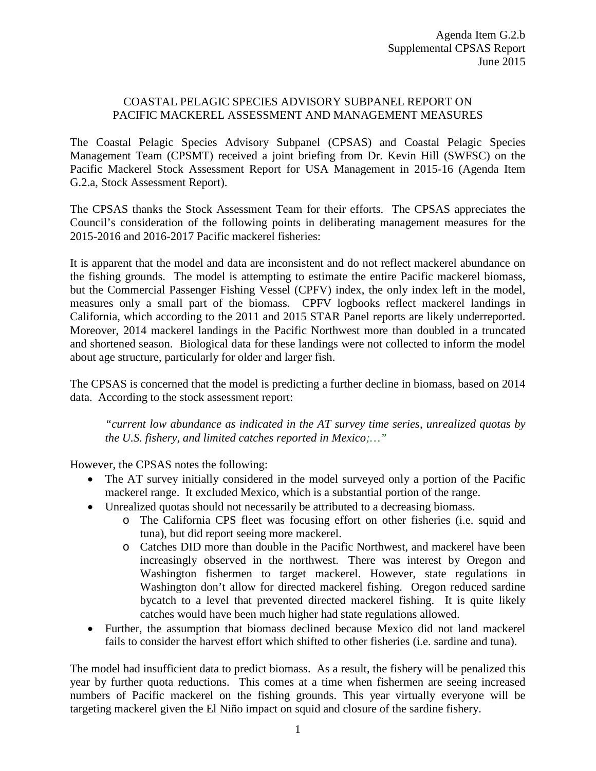Agenda Item G.2.b
Supplemental CPSAS Report
June 2015

# COASTAL PELAGIC SPECIES ADVISORY SUBPANEL REPORT ON PACIFIC MACKEREL ASSESSMENT AND MANAGEMENT MEASURES

The Coastal Pelagic Species Advisory Subpanel (CPSAS) and Coastal Pelagic Species Management Team (CPSMT) received a joint briefing from Dr. Kevin Hill (SWFSC) on the Pacific Mackerel Stock Assessment Report for USA Management in 2015-16 (Agenda Item G.2.a, Stock Assessment Report).

The CPSAS thanks the Stock Assessment Team for their efforts. The CPSAS appreciates the Council's consideration of the following points in deliberating management measures for the 2015-2016 and 2016-2017 Pacific mackerel fisheries:

It is apparent that the model and data are inconsistent and do not reflect mackerel abundance on the fishing grounds. The model is attempting to estimate the entire Pacific mackerel biomass, but the Commercial Passenger Fishing Vessel (CPFV) index, the only index left in the model, measures only a small part of the biomass. CPFV logbooks reflect mackerel landings in California, which according to the 2011 and 2015 STAR Panel reports are likely underreported. Moreover, 2014 mackerel landings in the Pacific Northwest more than doubled in a truncated and shortened season. Biological data for these landings were not collected to inform the model about age structure, particularly for older and larger fish.

The CPSAS is concerned that the model is predicting a further decline in biomass, based on 2014 data. According to the stock assessment report:

> *"current low abundance as indicated in the AT survey time series, unrealized quotas by the U.S. fishery, and limited catches reported in Mexico;…"*

However, the CPSAS notes the following:

- The AT survey initially considered in the model surveyed only a portion of the Pacific mackerel range. It excluded Mexico, which is a substantial portion of the range.
- Unrealized quotas should not necessarily be attributed to a decreasing biomass.
  - The California CPS fleet was focusing effort on other fisheries (i.e. squid and tuna), but did report seeing more mackerel.
  - Catches DID more than double in the Pacific Northwest, and mackerel have been increasingly observed in the northwest. There was interest by Oregon and Washington fishermen to target mackerel. However, state regulations in Washington don't allow for directed mackerel fishing. Oregon reduced sardine bycatch to a level that prevented directed mackerel fishing. It is quite likely catches would have been much higher had state regulations allowed.
- Further, the assumption that biomass declined because Mexico did not land mackerel fails to consider the harvest effort which shifted to other fisheries (i.e. sardine and tuna).

The model had insufficient data to predict biomass. As a result, the fishery will be penalized this year by further quota reductions. This comes at a time when fishermen are seeing increased numbers of Pacific mackerel on the fishing grounds. This year virtually everyone will be targeting mackerel given the El Niño impact on squid and closure of the sardine fishery.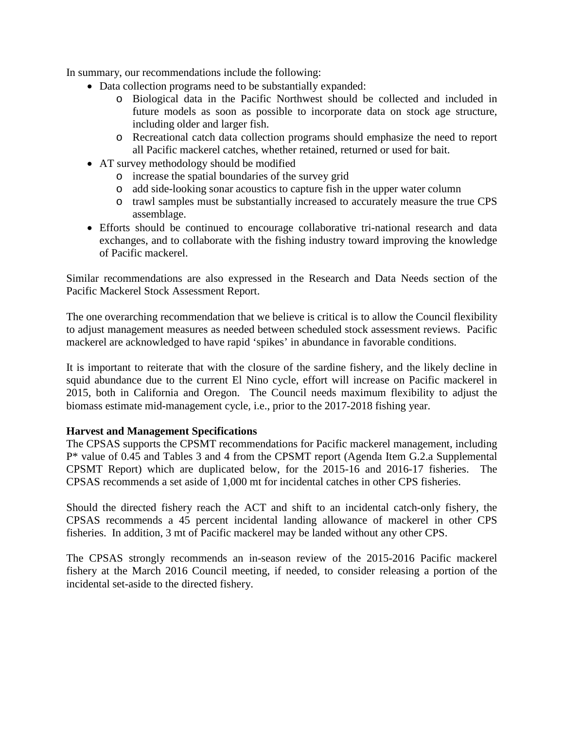In summary, our recommendations include the following:

- Data collection programs need to be substantially expanded:
    - Biological data in the Pacific Northwest should be collected and included in future models as soon as possible to incorporate data on stock age structure, including older and larger fish.
    - Recreational catch data collection programs should emphasize the need to report all Pacific mackerel catches, whether retained, returned or used for bait.
- AT survey methodology should be modified
    - increase the spatial boundaries of the survey grid
    - add side-looking sonar acoustics to capture fish in the upper water column
    - trawl samples must be substantially increased to accurately measure the true CPS assemblage.
- Efforts should be continued to encourage collaborative tri-national research and data exchanges, and to collaborate with the fishing industry toward improving the knowledge of Pacific mackerel.

Similar recommendations are also expressed in the Research and Data Needs section of the Pacific Mackerel Stock Assessment Report.

The one overarching recommendation that we believe is critical is to allow the Council flexibility to adjust management measures as needed between scheduled stock assessment reviews. Pacific mackerel are acknowledged to have rapid 'spikes' in abundance in favorable conditions.

It is important to reiterate that with the closure of the sardine fishery, and the likely decline in squid abundance due to the current El Nino cycle, effort will increase on Pacific mackerel in 2015, both in California and Oregon. The Council needs maximum flexibility to adjust the biomass estimate mid-management cycle, i.e., prior to the 2017-2018 fishing year.

**Harvest and Management Specifications**

The CPSAS supports the CPSMT recommendations for Pacific mackerel management, including P* value of 0.45 and Tables 3 and 4 from the CPSMT report (Agenda Item G.2.a Supplemental CPSMT Report) which are duplicated below, for the 2015-16 and 2016-17 fisheries. The CPSAS recommends a set aside of 1,000 mt for incidental catches in other CPS fisheries.

Should the directed fishery reach the ACT and shift to an incidental catch-only fishery, the CPSAS recommends a 45 percent incidental landing allowance of mackerel in other CPS fisheries. In addition, 3 mt of Pacific mackerel may be landed without any other CPS.

The CPSAS strongly recommends an in-season review of the 2015-2016 Pacific mackerel fishery at the March 2016 Council meeting, if needed, to consider releasing a portion of the incidental set-aside to the directed fishery.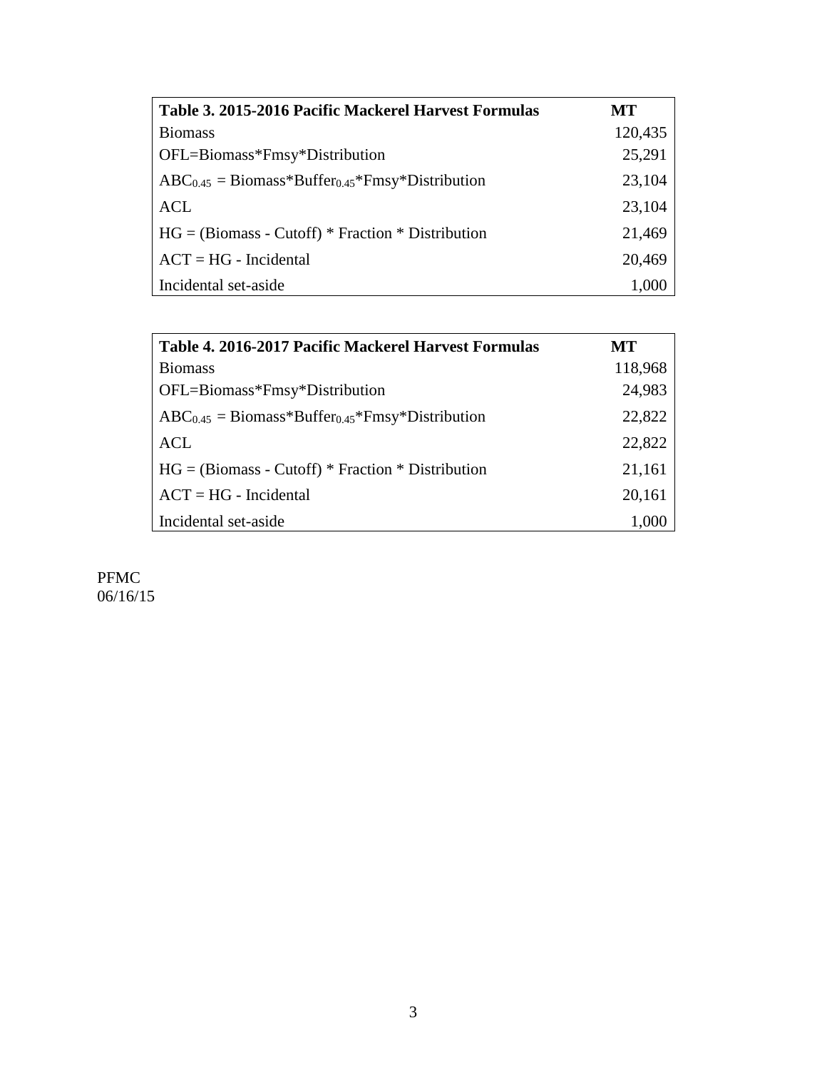| Table 3. 2015-2016 Pacific Mackerel Harvest Formulas | MT |
|---|---|
| Biomass | 120,435 |
| OFL=Biomass*Fmsy*Distribution | 25,291 |
| $ABC_{0.45}$ = Biomass*$Buffer_{0.45}$*Fmsy*Distribution | 23,104 |
| ACL | 23,104 |
| HG = (Biomass - Cutoff) * Fraction * Distribution | 21,469 |
| ACT = HG - Incidental | 20,469 |
| Incidental set-aside | 1,000 |

| Table 4. 2016-2017 Pacific Mackerel Harvest Formulas | MT |
|---|---|
| Biomass | 118,968 |
| OFL=Biomass*Fmsy*Distribution | 24,983 |
| $ABC_{0.45}$ = Biomass*$Buffer_{0.45}$*Fmsy*Distribution | 22,822 |
| ACL | 22,822 |
| HG = (Biomass - Cutoff) * Fraction * Distribution | 21,161 |
| ACT = HG - Incidental | 20,161 |
| Incidental set-aside | 1,000 |

PFMC
06/16/15